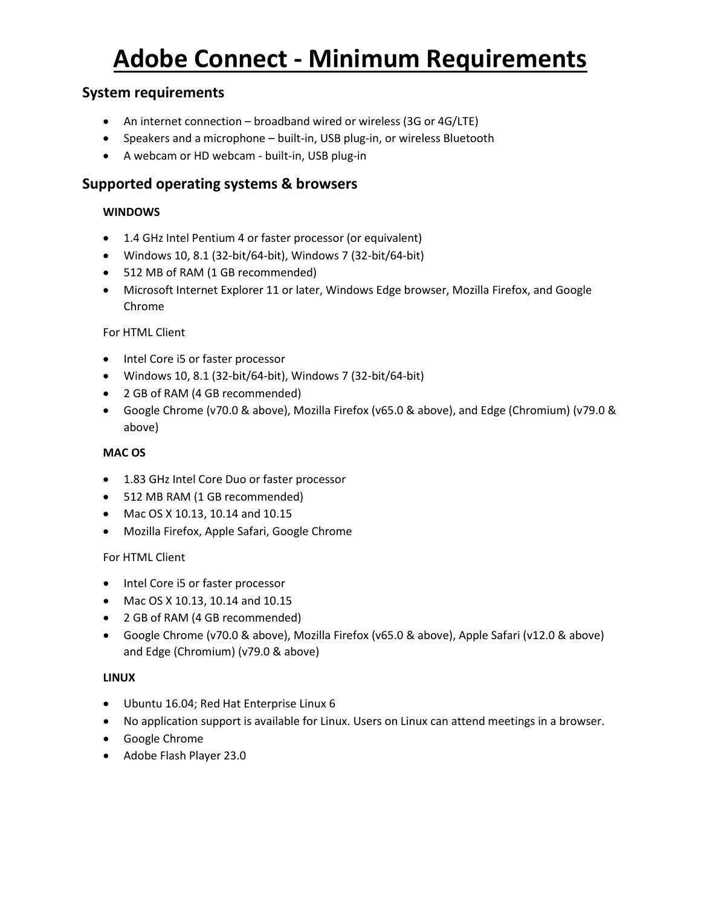# Adobe Connect - Minimum Requirements

## System requirements

- An internet connection – broadband wired or wireless (3G or 4G/LTE)
- Speakers and a microphone – built-in, USB plug-in, or wireless Bluetooth
- A webcam or HD webcam - built-in, USB plug-in

## Supported operating systems & browsers

**WINDOWS**

- 1.4 GHz Intel Pentium 4 or faster processor (or equivalent)
- Windows 10, 8.1 (32-bit/64-bit), Windows 7 (32-bit/64-bit)
- 512 MB of RAM (1 GB recommended)
- Microsoft Internet Explorer 11 or later, Windows Edge browser, Mozilla Firefox, and Google Chrome

For HTML Client

- Intel Core i5 or faster processor
- Windows 10, 8.1 (32-bit/64-bit), Windows 7 (32-bit/64-bit)
- 2 GB of RAM (4 GB recommended)
- Google Chrome (v70.0 & above), Mozilla Firefox (v65.0 & above), and Edge (Chromium) (v79.0 & above)

**MAC OS**

- 1.83 GHz Intel Core Duo or faster processor
- 512 MB RAM (1 GB recommended)
- Mac OS X 10.13, 10.14 and 10.15
- Mozilla Firefox, Apple Safari, Google Chrome

For HTML Client

- Intel Core i5 or faster processor
- Mac OS X 10.13, 10.14 and 10.15
- 2 GB of RAM (4 GB recommended)
- Google Chrome (v70.0 & above), Mozilla Firefox (v65.0 & above), Apple Safari (v12.0 & above) and Edge (Chromium) (v79.0 & above)

**LINUX**

- Ubuntu 16.04; Red Hat Enterprise Linux 6
- No application support is available for Linux. Users on Linux can attend meetings in a browser.
- Google Chrome
- Adobe Flash Player 23.0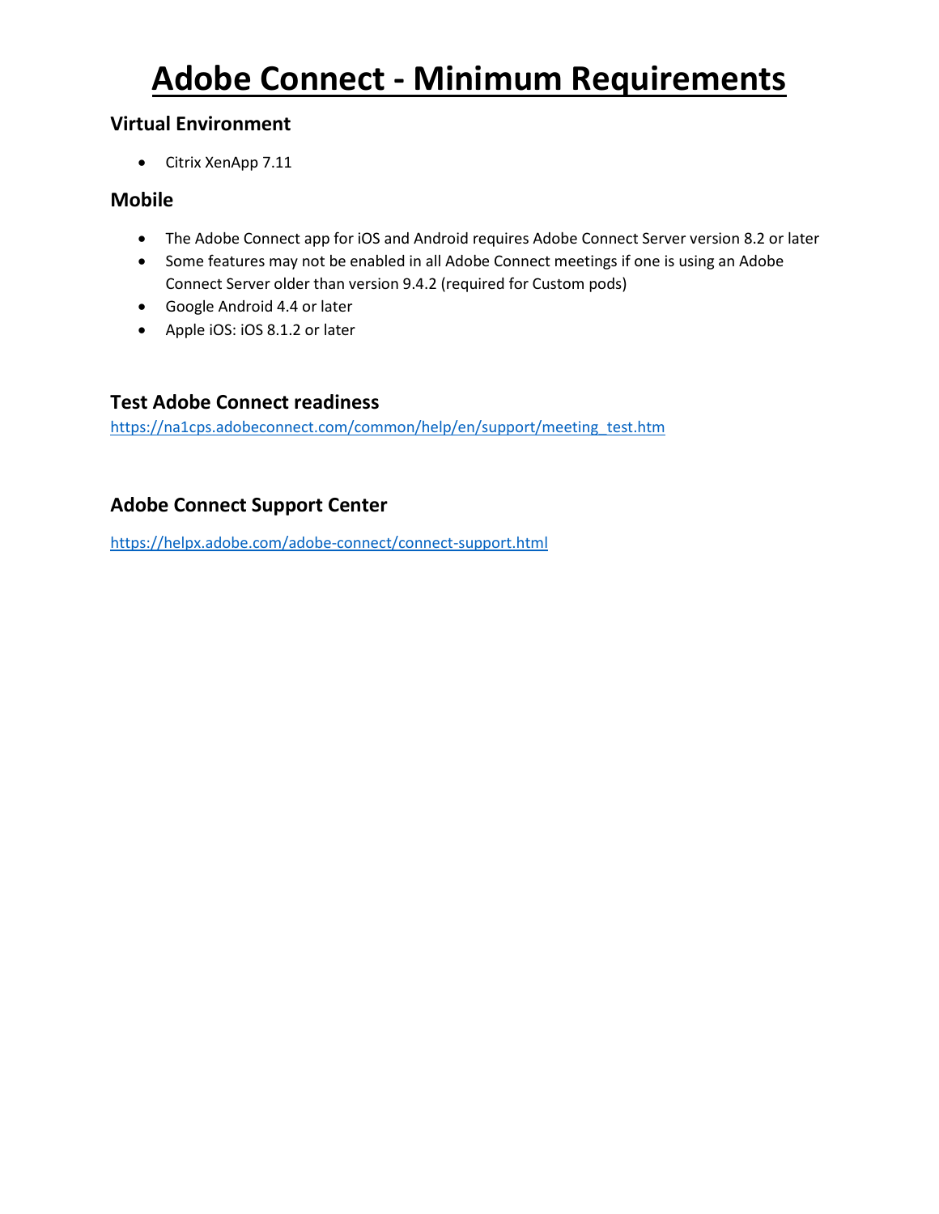# Adobe Connect - Minimum Requirements

## Virtual Environment

- Citrix XenApp 7.11

## Mobile

- The Adobe Connect app for iOS and Android requires Adobe Connect Server version 8.2 or later
- Some features may not be enabled in all Adobe Connect meetings if one is using an Adobe Connect Server older than version 9.4.2 (required for Custom pods)
- Google Android 4.4 or later
- Apple iOS: iOS 8.1.2 or later

## Test Adobe Connect readiness

https://na1cps.adobeconnect.com/common/help/en/support/meeting_test.htm

## Adobe Connect Support Center

https://helpx.adobe.com/adobe-connect/connect-support.html